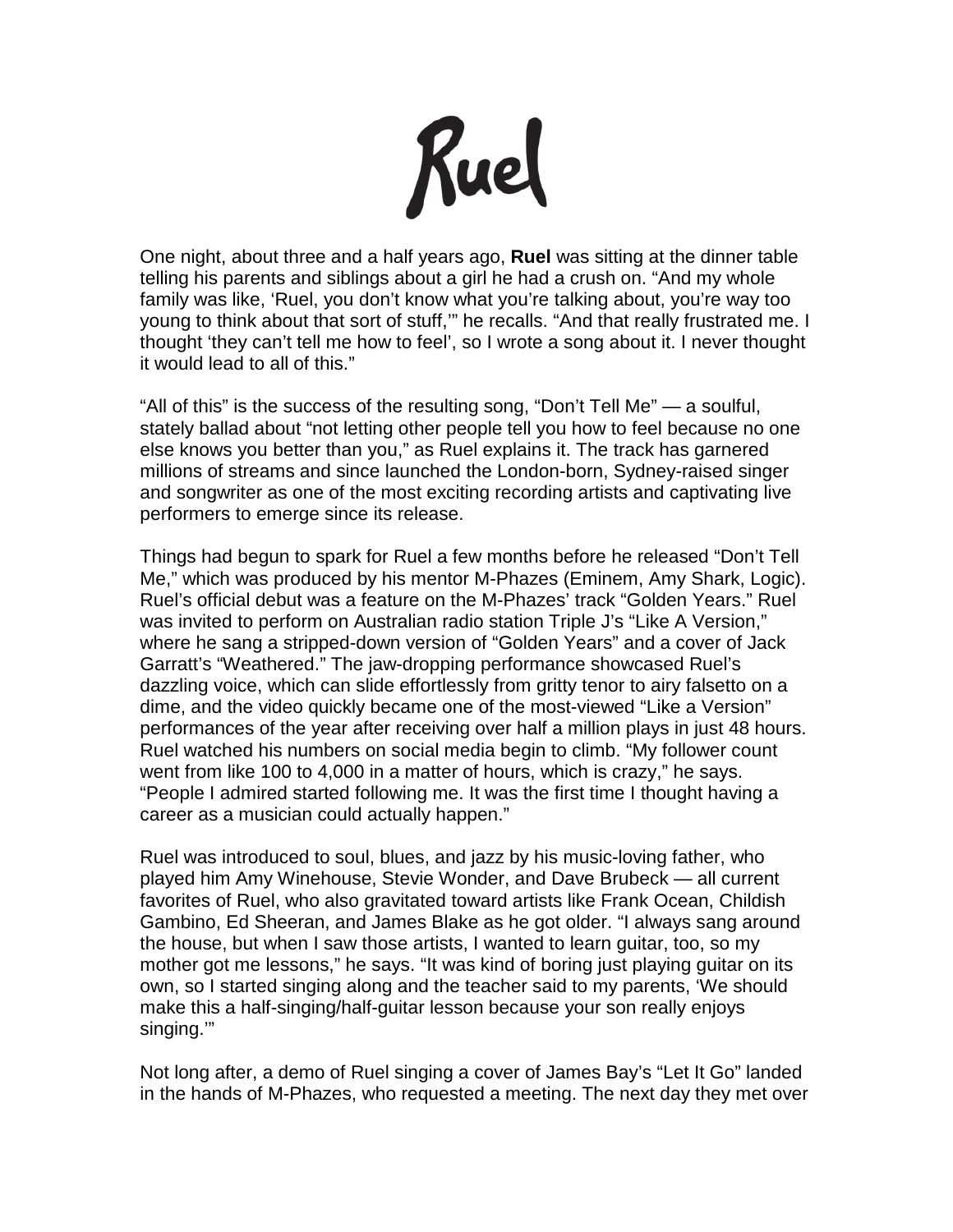# Ruel

One night, about three and a half years ago, **Ruel** was sitting at the dinner table telling his parents and siblings about a girl he had a crush on. "And my whole family was like, 'Ruel, you don't know what you're talking about, you're way too young to think about that sort of stuff,'" he recalls. "And that really frustrated me. I thought 'they can't tell me how to feel', so I wrote a song about it. I never thought it would lead to all of this."

"All of this" is the success of the resulting song, "Don't Tell Me" — a soulful, stately ballad about "not letting other people tell you how to feel because no one else knows you better than you," as Ruel explains it. The track has garnered millions of streams and since launched the London-born, Sydney-raised singer and songwriter as one of the most exciting recording artists and captivating live performers to emerge since its release.

Things had begun to spark for Ruel a few months before he released "Don't Tell Me," which was produced by his mentor M-Phazes (Eminem, Amy Shark, Logic). Ruel's official debut was a feature on the M-Phazes' track "Golden Years." Ruel was invited to perform on Australian radio station Triple J's "Like A Version," where he sang a stripped-down version of "Golden Years" and a cover of Jack Garratt's "Weathered." The jaw-dropping performance showcased Ruel's dazzling voice, which can slide effortlessly from gritty tenor to airy falsetto on a dime, and the video quickly became one of the most-viewed "Like a Version" performances of the year after receiving over half a million plays in just 48 hours. Ruel watched his numbers on social media begin to climb. "My follower count went from like 100 to 4,000 in a matter of hours, which is crazy," he says. "People I admired started following me. It was the first time I thought having a career as a musician could actually happen."

Ruel was introduced to soul, blues, and jazz by his music-loving father, who played him Amy Winehouse, Stevie Wonder, and Dave Brubeck — all current favorites of Ruel, who also gravitated toward artists like Frank Ocean, Childish Gambino, Ed Sheeran, and James Blake as he got older. "I always sang around the house, but when I saw those artists, I wanted to learn guitar, too, so my mother got me lessons," he says. "It was kind of boring just playing guitar on its own, so I started singing along and the teacher said to my parents, 'We should make this a half-singing/half-guitar lesson because your son really enjoys singing.'"

Not long after, a demo of Ruel singing a cover of James Bay's "Let It Go" landed in the hands of M-Phazes, who requested a meeting. The next day they met over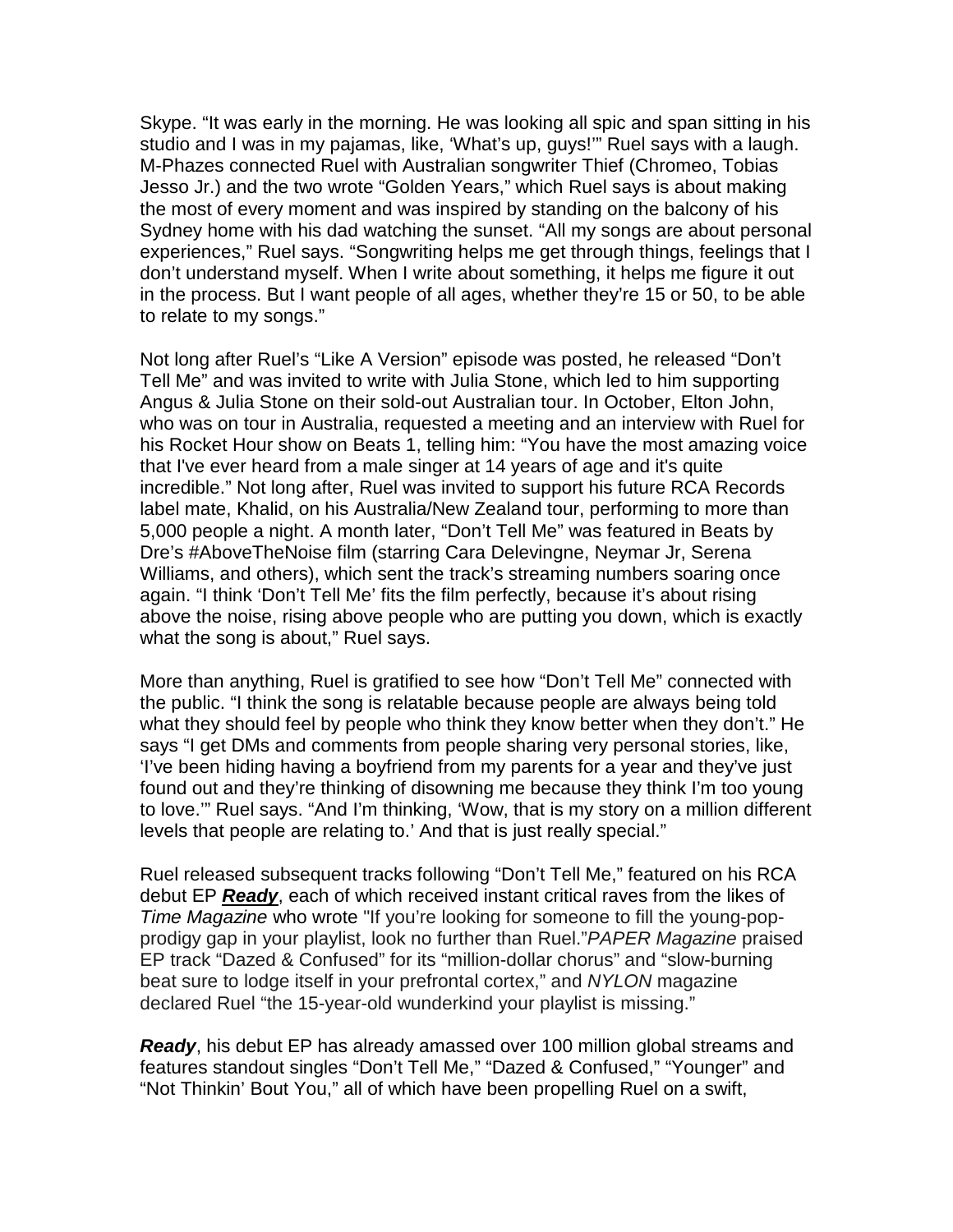Skype. “It was early in the morning. He was looking all spic and span sitting in his studio and I was in my pajamas, like, ‘What’s up, guys!’” Ruel says with a laugh. M-Phazes connected Ruel with Australian songwriter Thief (Chromeo, Tobias Jesso Jr.) and the two wrote “Golden Years,” which Ruel says is about making the most of every moment and was inspired by standing on the balcony of his Sydney home with his dad watching the sunset. “All my songs are about personal experiences,” Ruel says. “Songwriting helps me get through things, feelings that I don’t understand myself. When I write about something, it helps me figure it out in the process. But I want people of all ages, whether they’re 15 or 50, to be able to relate to my songs.”

Not long after Ruel’s “Like A Version” episode was posted, he released “Don’t Tell Me” and was invited to write with Julia Stone, which led to him supporting Angus & Julia Stone on their sold-out Australian tour. In October, Elton John, who was on tour in Australia, requested a meeting and an interview with Ruel for his Rocket Hour show on Beats 1, telling him: “You have the most amazing voice that I've ever heard from a male singer at 14 years of age and it's quite incredible.” Not long after, Ruel was invited to support his future RCA Records label mate, Khalid, on his Australia/New Zealand tour, performing to more than 5,000 people a night. A month later, “Don’t Tell Me” was featured in Beats by Dre’s #AboveTheNoise film (starring Cara Delevingne, Neymar Jr, Serena Williams, and others), which sent the track’s streaming numbers soaring once again. “I think ‘Don’t Tell Me’ fits the film perfectly, because it’s about rising above the noise, rising above people who are putting you down, which is exactly what the song is about,” Ruel says.

More than anything, Ruel is gratified to see how “Don’t Tell Me” connected with the public. “I think the song is relatable because people are always being told what they should feel by people who think they know better when they don’t.” He says “I get DMs and comments from people sharing very personal stories, like, ‘I’ve been hiding having a boyfriend from my parents for a year and they’ve just found out and they’re thinking of disowning me because they think I’m too young to love.’” Ruel says. “And I’m thinking, ‘Wow, that is my story on a million different levels that people are relating to.’ And that is just really special.”

Ruel released subsequent tracks following “Don’t Tell Me,” featured on his RCA debut EP ***Ready***, each of which received instant critical raves from the likes of *Time Magazine* who wrote "If you’re looking for someone to fill the young-pop-prodigy gap in your playlist, look no further than Ruel."*PAPER Magazine* praised EP track “Dazed & Confused” for its “million-dollar chorus” and “slow-burning beat sure to lodge itself in your prefrontal cortex,” and *NYLON* magazine declared Ruel “the 15-year-old wunderkind your playlist is missing.”

***Ready***, his debut EP has already amassed over 100 million global streams and features standout singles “Don’t Tell Me,” “Dazed & Confused,” “Younger” and “Not Thinkin’ Bout You,” all of which have been propelling Ruel on a swift,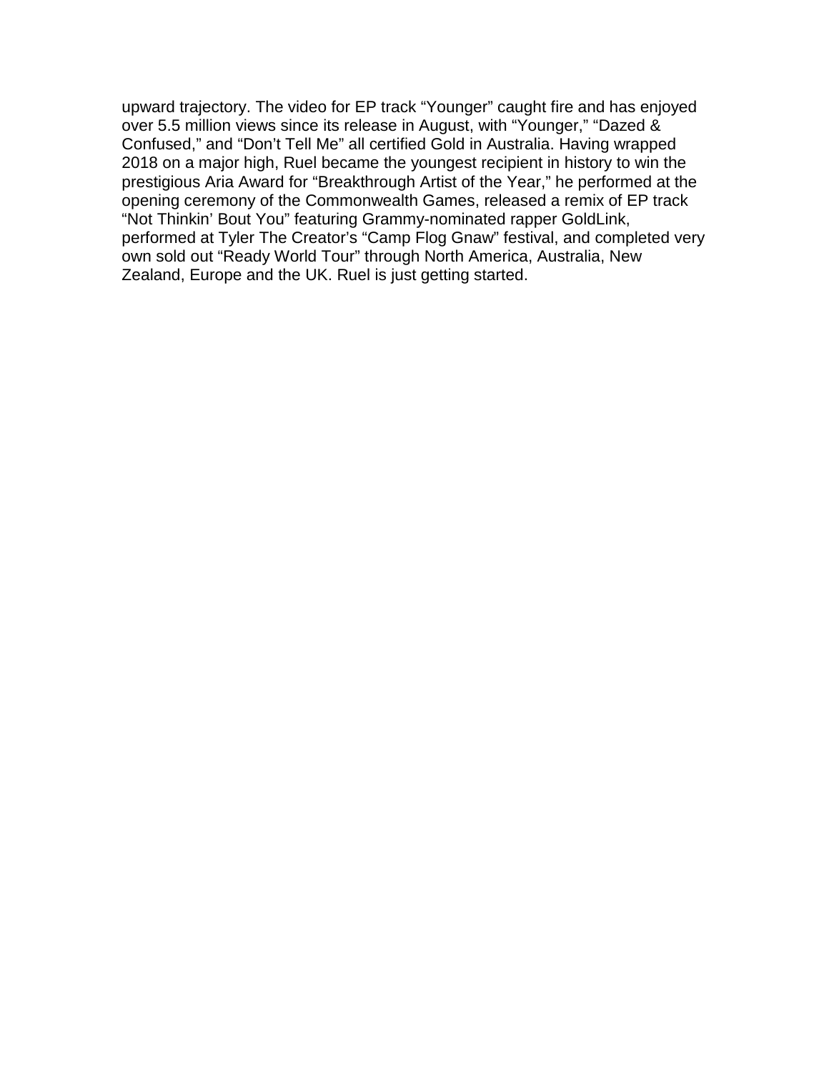upward trajectory. The video for EP track “Younger” caught fire and has enjoyed over 5.5 million views since its release in August, with “Younger,” “Dazed & Confused,” and “Don’t Tell Me” all certified Gold in Australia. Having wrapped 2018 on a major high, Ruel became the youngest recipient in history to win the prestigious Aria Award for “Breakthrough Artist of the Year,” he performed at the opening ceremony of the Commonwealth Games, released a remix of EP track “Not Thinkin’ Bout You” featuring Grammy-nominated rapper GoldLink, performed at Tyler The Creator’s “Camp Flog Gnaw” festival, and completed very own sold out “Ready World Tour” through North America, Australia, New Zealand, Europe and the UK. Ruel is just getting started.